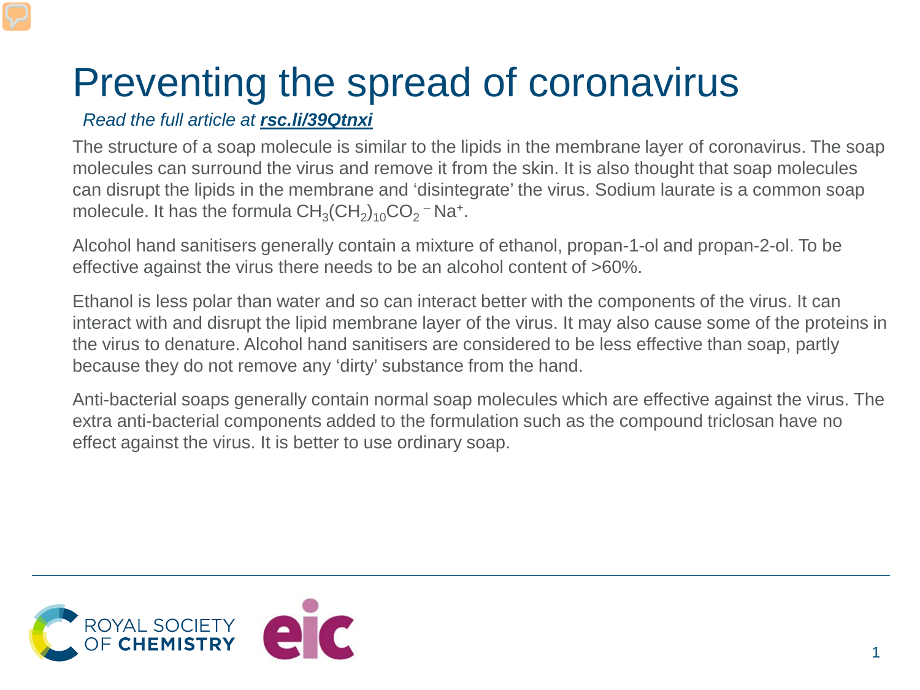# Preventing the spread of coronavirus

*Read the full article at* ***rsc.li/39Qtnxi***

The structure of a soap molecule is similar to the lipids in the membrane layer of coronavirus. The soap molecules can surround the virus and remove it from the skin. It is also thought that soap molecules can disrupt the lipids in the membrane and 'disintegrate' the virus. Sodium laurate is a common soap molecule. It has the formula $CH_3(CH_2)_{10}CO_2^{\ -}Na^+$.

Alcohol hand sanitisers generally contain a mixture of ethanol, propan-1-ol and propan-2-ol. To be effective against the virus there needs to be an alcohol content of >60%.

Ethanol is less polar than water and so can interact better with the components of the virus. It can interact with and disrupt the lipid membrane layer of the virus. It may also cause some of the proteins in the virus to denature. Alcohol hand sanitisers are considered to be less effective than soap, partly because they do not remove any 'dirty' substance from the hand.

Anti-bacterial soaps generally contain normal soap molecules which are effective against the virus. The extra anti-bacterial components added to the formulation such as the compound triclosan have no effect against the virus. It is better to use ordinary soap.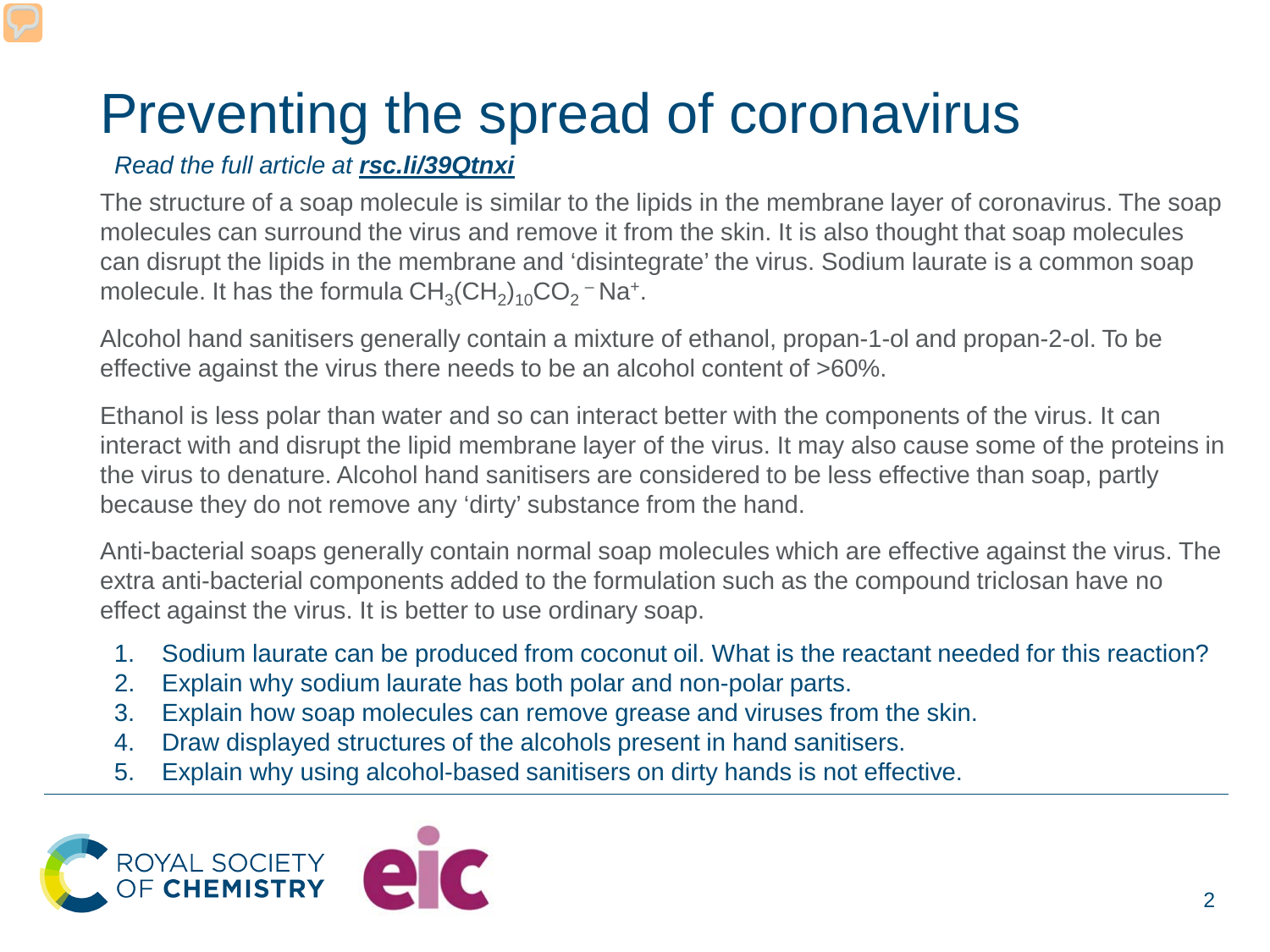# Preventing the spread of coronavirus

*Read the full article at* ***rsc.li/39Qtnxi***

The structure of a soap molecule is similar to the lipids in the membrane layer of coronavirus. The soap molecules can surround the virus and remove it from the skin. It is also thought that soap molecules can disrupt the lipids in the membrane and 'disintegrate' the virus. Sodium laurate is a common soap molecule. It has the formula $CH_3(CH_2)_{10}CO_2^{\ -}Na^+$.

Alcohol hand sanitisers generally contain a mixture of ethanol, propan-1-ol and propan-2-ol. To be effective against the virus there needs to be an alcohol content of >60%.

Ethanol is less polar than water and so can interact better with the components of the virus. It can interact with and disrupt the lipid membrane layer of the virus. It may also cause some of the proteins in the virus to denature. Alcohol hand sanitisers are considered to be less effective than soap, partly because they do not remove any 'dirty' substance from the hand.

Anti-bacterial soaps generally contain normal soap molecules which are effective against the virus. The extra anti-bacterial components added to the formulation such as the compound triclosan have no effect against the virus. It is better to use ordinary soap.

1. Sodium laurate can be produced from coconut oil. What is the reactant needed for this reaction?
2. Explain why sodium laurate has both polar and non-polar parts.
3. Explain how soap molecules can remove grease and viruses from the skin.
4. Draw displayed structures of the alcohols present in hand sanitisers.
5. Explain why using alcohol-based sanitisers on dirty hands is not effective.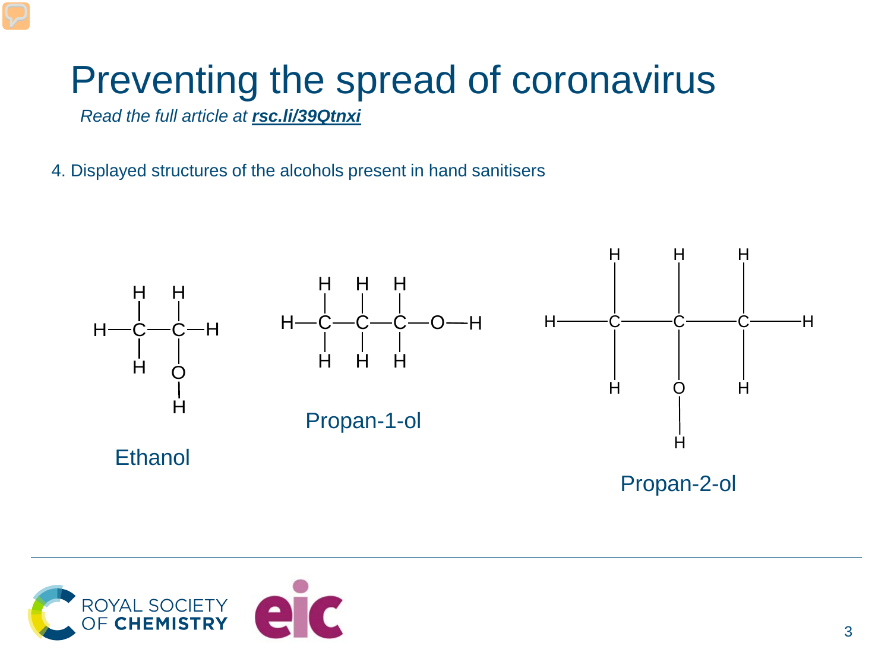# Preventing the spread of coronavirus

*Read the full article at **rsc.li/39Qtnxi***

4. Displayed structures of the alcohols present in hand sanitisers

Ethanol

Propan-1-ol

Propan-2-ol